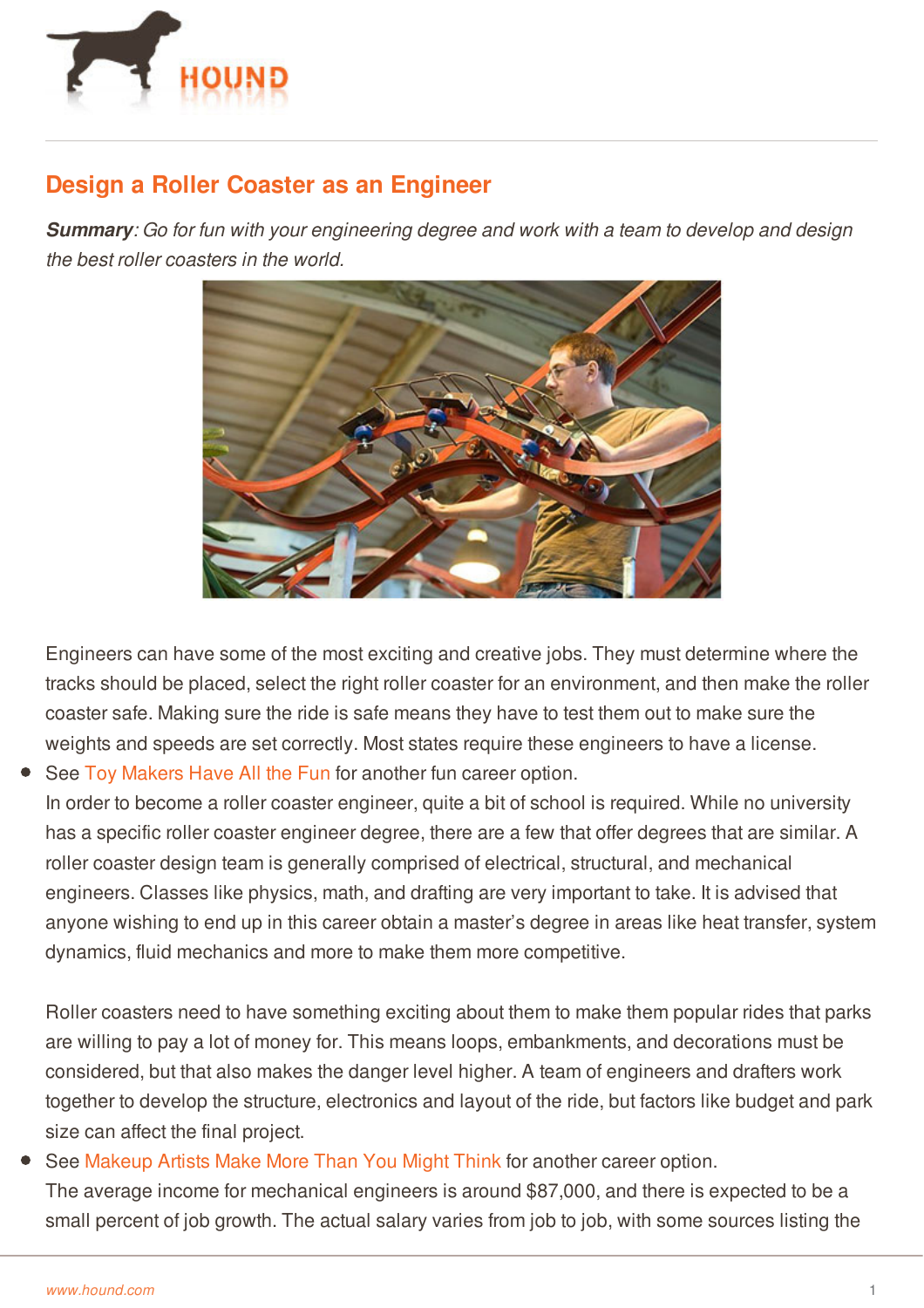# Design a Roller Coaster as an Engineer

***Summary**: Go for fun with your engineering degree and work with a team to develop and design the best roller coasters in the world.*

Engineers can have some of the most exciting and creative jobs. They must determine where the tracks should be placed, select the right roller coaster for an environment, and then make the roller coaster safe. Making sure the ride is safe means they have to test them out to make sure the weights and speeds are set correctly. Most states require these engineers to have a license.

- See Toy Makers Have All the Fun for another fun career option.

In order to become a roller coaster engineer, quite a bit of school is required. While no university has a specific roller coaster engineer degree, there are a few that offer degrees that are similar. A roller coaster design team is generally comprised of electrical, structural, and mechanical engineers. Classes like physics, math, and drafting are very important to take. It is advised that anyone wishing to end up in this career obtain a master's degree in areas like heat transfer, system dynamics, fluid mechanics and more to make them more competitive.

Roller coasters need to have something exciting about them to make them popular rides that parks are willing to pay a lot of money for. This means loops, embankments, and decorations must be considered, but that also makes the danger level higher. A team of engineers and drafters work together to develop the structure, electronics and layout of the ride, but factors like budget and park size can affect the final project.

- See Makeup Artists Make More Than You Might Think for another career option.

The average income for mechanical engineers is around $87,000, and there is expected to be a small percent of job growth. The actual salary varies from job to job, with some sources listing the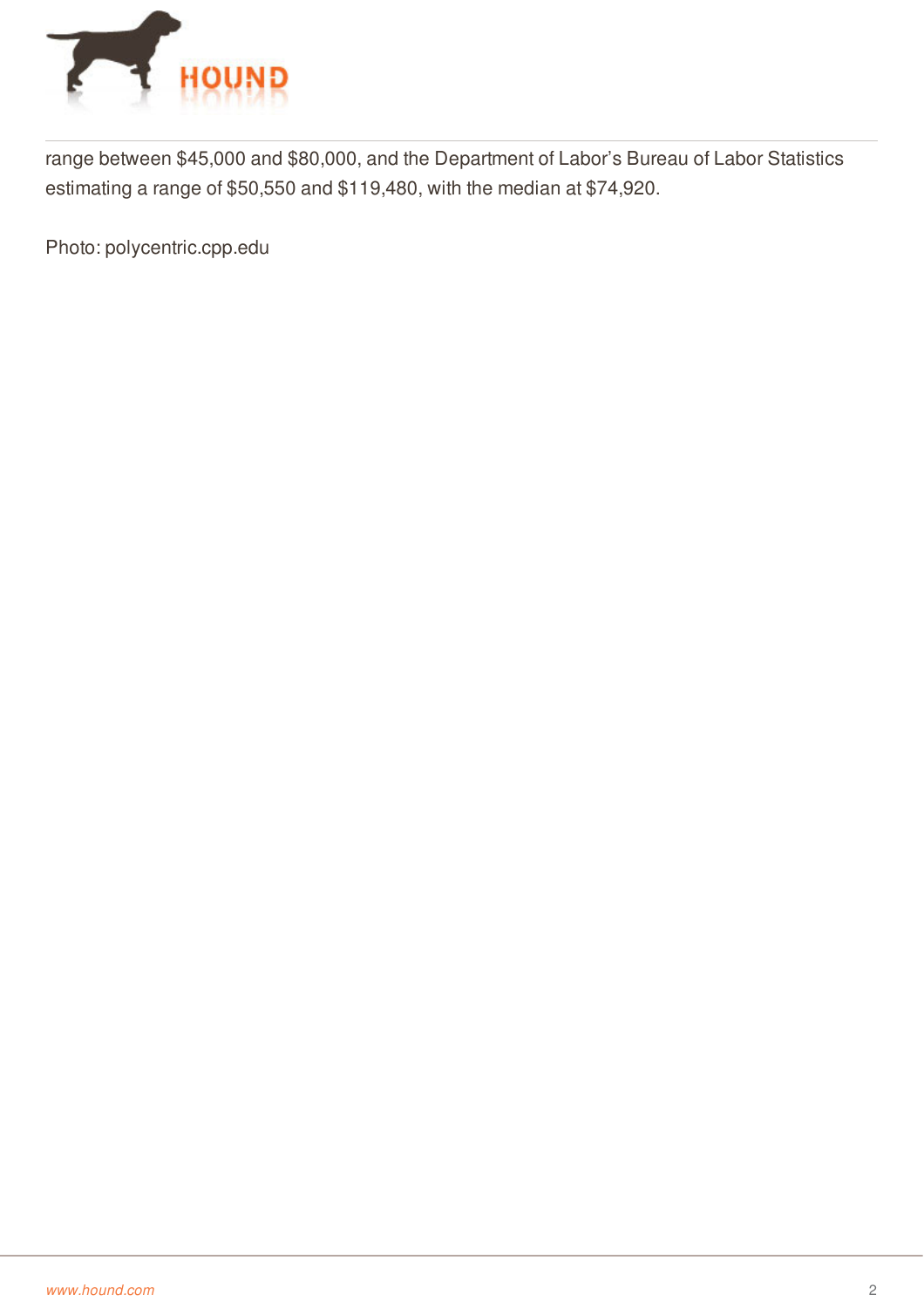range between $45,000 and $80,000, and the Department of Labor's Bureau of Labor Statistics estimating a range of $50,550 and $119,480, with the median at $74,920.

Photo: polycentric.cpp.edu